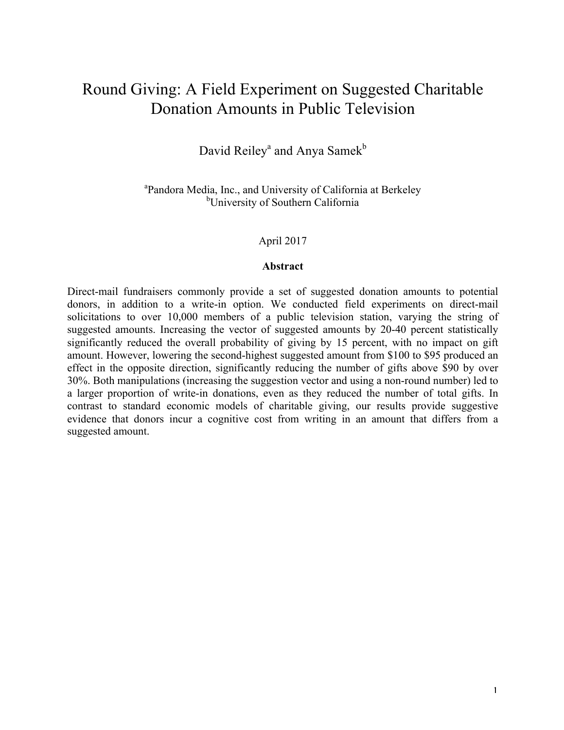# Round Giving: A Field Experiment on Suggested Charitable Donation Amounts in Public Television

David Reiley[a] and Anya Samek[b]

[a]Pandora Media, Inc., and University of California at Berkeley
[b]University of Southern California

April 2017

**Abstract**

Direct-mail fundraisers commonly provide a set of suggested donation amounts to potential donors, in addition to a write-in option. We conducted field experiments on direct-mail solicitations to over 10,000 members of a public television station, varying the string of suggested amounts. Increasing the vector of suggested amounts by 20-40 percent statistically significantly reduced the overall probability of giving by 15 percent, with no impact on gift amount. However, lowering the second-highest suggested amount from $100 to $95 produced an effect in the opposite direction, significantly reducing the number of gifts above $90 by over 30%. Both manipulations (increasing the suggestion vector and using a non-round number) led to a larger proportion of write-in donations, even as they reduced the number of total gifts. In contrast to standard economic models of charitable giving, our results provide suggestive evidence that donors incur a cognitive cost from writing in an amount that differs from a suggested amount.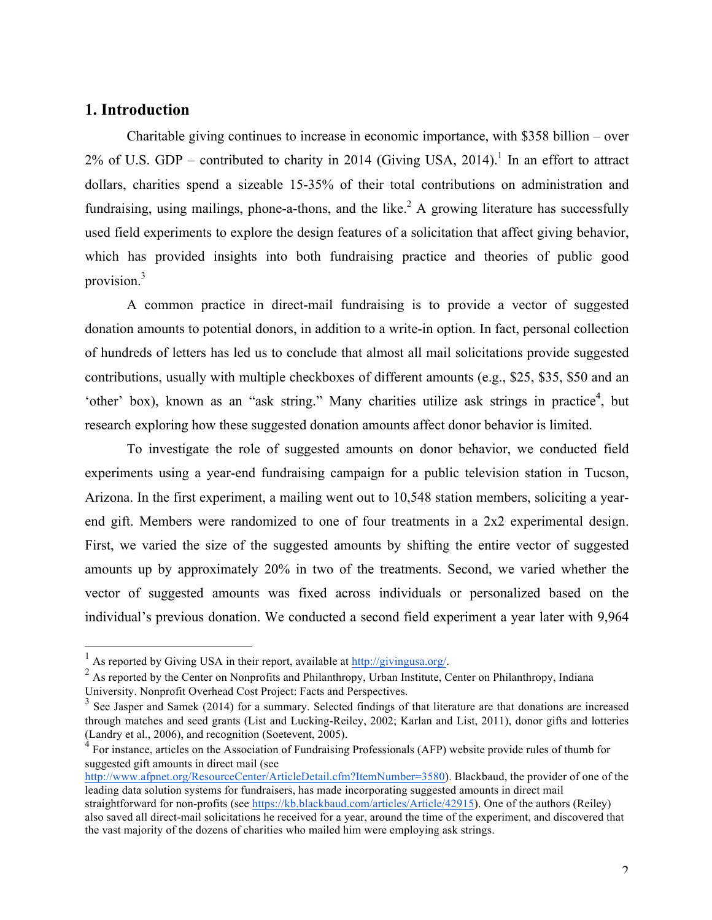## 1. Introduction

Charitable giving continues to increase in economic importance, with $358 billion – over 2% of U.S. GDP – contributed to charity in 2014 (Giving USA, 2014).[1] In an effort to attract dollars, charities spend a sizeable 15-35% of their total contributions on administration and fundraising, using mailings, phone-a-thons, and the like.[2] A growing literature has successfully used field experiments to explore the design features of a solicitation that affect giving behavior, which has provided insights into both fundraising practice and theories of public good provision.[3]

A common practice in direct-mail fundraising is to provide a vector of suggested donation amounts to potential donors, in addition to a write-in option. In fact, personal collection of hundreds of letters has led us to conclude that almost all mail solicitations provide suggested contributions, usually with multiple checkboxes of different amounts (e.g., $25, $35, $50 and an 'other' box), known as an "ask string." Many charities utilize ask strings in practice[4], but research exploring how these suggested donation amounts affect donor behavior is limited.

To investigate the role of suggested amounts on donor behavior, we conducted field experiments using a year-end fundraising campaign for a public television station in Tucson, Arizona. In the first experiment, a mailing went out to 10,548 station members, soliciting a year-end gift. Members were randomized to one of four treatments in a 2x2 experimental design. First, we varied the size of the suggested amounts by shifting the entire vector of suggested amounts up by approximately 20% in two of the treatments. Second, we varied whether the vector of suggested amounts was fixed across individuals or personalized based on the individual's previous donation. We conducted a second field experiment a year later with 9,964

---

[1] As reported by Giving USA in their report, available at http://givingusa.org/.

[2] As reported by the Center on Nonprofits and Philanthropy, Urban Institute, Center on Philanthropy, Indiana University. Nonprofit Overhead Cost Project: Facts and Perspectives.

[3] See Jasper and Samek (2014) for a summary. Selected findings of that literature are that donations are increased through matches and seed grants (List and Lucking-Reiley, 2002; Karlan and List, 2011), donor gifts and lotteries (Landry et al., 2006), and recognition (Soetevent, 2005).

[4] For instance, articles on the Association of Fundraising Professionals (AFP) website provide rules of thumb for suggested gift amounts in direct mail (see http://www.afpnet.org/ResourceCenter/ArticleDetail.cfm?ItemNumber=3580). Blackbaud, the provider of one of the leading data solution systems for fundraisers, has made incorporating suggested amounts in direct mail straightforward for non-profits (see https://kb.blackbaud.com/articles/Article/42915). One of the authors (Reiley) also saved all direct-mail solicitations he received for a year, around the time of the experiment, and discovered that the vast majority of the dozens of charities who mailed him were employing ask strings.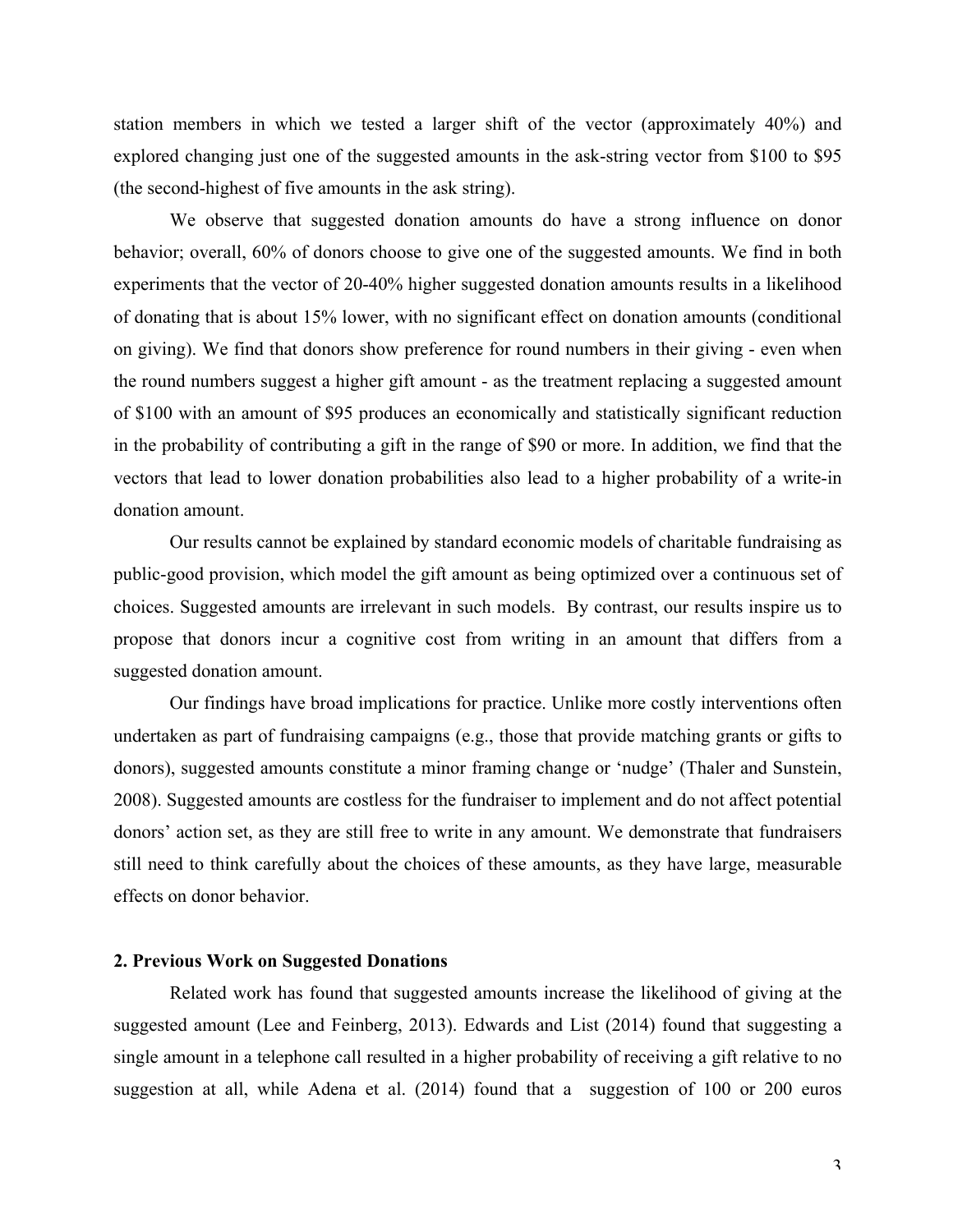station members in which we tested a larger shift of the vector (approximately 40%) and explored changing just one of the suggested amounts in the ask-string vector from $100 to $95 (the second-highest of five amounts in the ask string).

We observe that suggested donation amounts do have a strong influence on donor behavior; overall, 60% of donors choose to give one of the suggested amounts. We find in both experiments that the vector of 20-40% higher suggested donation amounts results in a likelihood of donating that is about 15% lower, with no significant effect on donation amounts (conditional on giving). We find that donors show preference for round numbers in their giving - even when the round numbers suggest a higher gift amount - as the treatment replacing a suggested amount of $100 with an amount of $95 produces an economically and statistically significant reduction in the probability of contributing a gift in the range of $90 or more. In addition, we find that the vectors that lead to lower donation probabilities also lead to a higher probability of a write-in donation amount.

Our results cannot be explained by standard economic models of charitable fundraising as public-good provision, which model the gift amount as being optimized over a continuous set of choices. Suggested amounts are irrelevant in such models. By contrast, our results inspire us to propose that donors incur a cognitive cost from writing in an amount that differs from a suggested donation amount.

Our findings have broad implications for practice. Unlike more costly interventions often undertaken as part of fundraising campaigns (e.g., those that provide matching grants or gifts to donors), suggested amounts constitute a minor framing change or 'nudge' (Thaler and Sunstein, 2008). Suggested amounts are costless for the fundraiser to implement and do not affect potential donors' action set, as they are still free to write in any amount. We demonstrate that fundraisers still need to think carefully about the choices of these amounts, as they have large, measurable effects on donor behavior.

## 2. Previous Work on Suggested Donations

Related work has found that suggested amounts increase the likelihood of giving at the suggested amount (Lee and Feinberg, 2013). Edwards and List (2014) found that suggesting a single amount in a telephone call resulted in a higher probability of receiving a gift relative to no suggestion at all, while Adena et al. (2014) found that a suggestion of 100 or 200 euros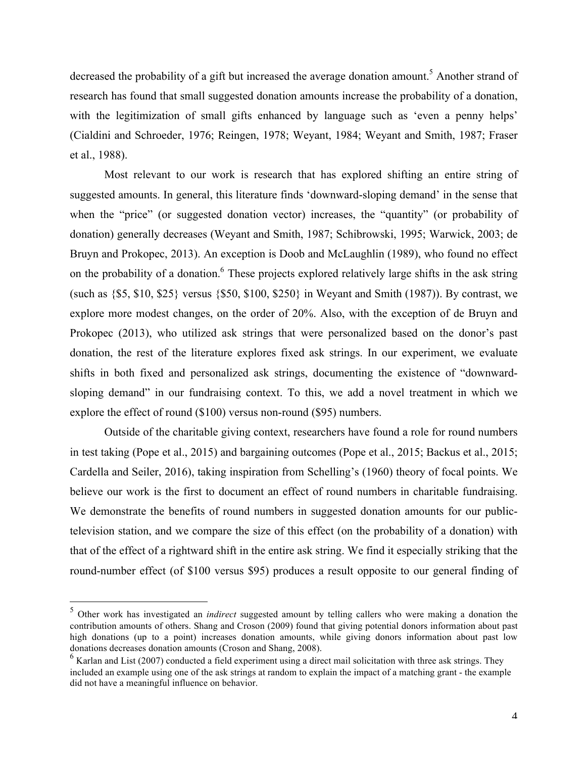decreased the probability of a gift but increased the average donation amount.[5] Another strand of research has found that small suggested donation amounts increase the probability of a donation, with the legitimization of small gifts enhanced by language such as 'even a penny helps' (Cialdini and Schroeder, 1976; Reingen, 1978; Weyant, 1984; Weyant and Smith, 1987; Fraser et al., 1988).

Most relevant to our work is research that has explored shifting an entire string of suggested amounts. In general, this literature finds 'downward-sloping demand' in the sense that when the "price" (or suggested donation vector) increases, the "quantity" (or probability of donation) generally decreases (Weyant and Smith, 1987; Schibrowski, 1995; Warwick, 2003; de Bruyn and Prokopec, 2013). An exception is Doob and McLaughlin (1989), who found no effect on the probability of a donation.[6] These projects explored relatively large shifts in the ask string (such as {$5, $10, $25} versus {$50, $100, $250} in Weyant and Smith (1987)). By contrast, we explore more modest changes, on the order of 20%. Also, with the exception of de Bruyn and Prokopec (2013), who utilized ask strings that were personalized based on the donor's past donation, the rest of the literature explores fixed ask strings. In our experiment, we evaluate shifts in both fixed and personalized ask strings, documenting the existence of "downward-sloping demand" in our fundraising context. To this, we add a novel treatment in which we explore the effect of round ($100) versus non-round ($95) numbers.

Outside of the charitable giving context, researchers have found a role for round numbers in test taking (Pope et al., 2015) and bargaining outcomes (Pope et al., 2015; Backus et al., 2015; Cardella and Seiler, 2016), taking inspiration from Schelling's (1960) theory of focal points. We believe our work is the first to document an effect of round numbers in charitable fundraising. We demonstrate the benefits of round numbers in suggested donation amounts for our public-television station, and we compare the size of this effect (on the probability of a donation) with that of the effect of a rightward shift in the entire ask string. We find it especially striking that the round-number effect (of $100 versus $95) produces a result opposite to our general finding of

[5] Other work has investigated an *indirect* suggested amount by telling callers who were making a donation the contribution amounts of others. Shang and Croson (2009) found that giving potential donors information about past high donations (up to a point) increases donation amounts, while giving donors information about past low donations decreases donation amounts (Croson and Shang, 2008).

[6] Karlan and List (2007) conducted a field experiment using a direct mail solicitation with three ask strings. They included an example using one of the ask strings at random to explain the impact of a matching grant - the example did not have a meaningful influence on behavior.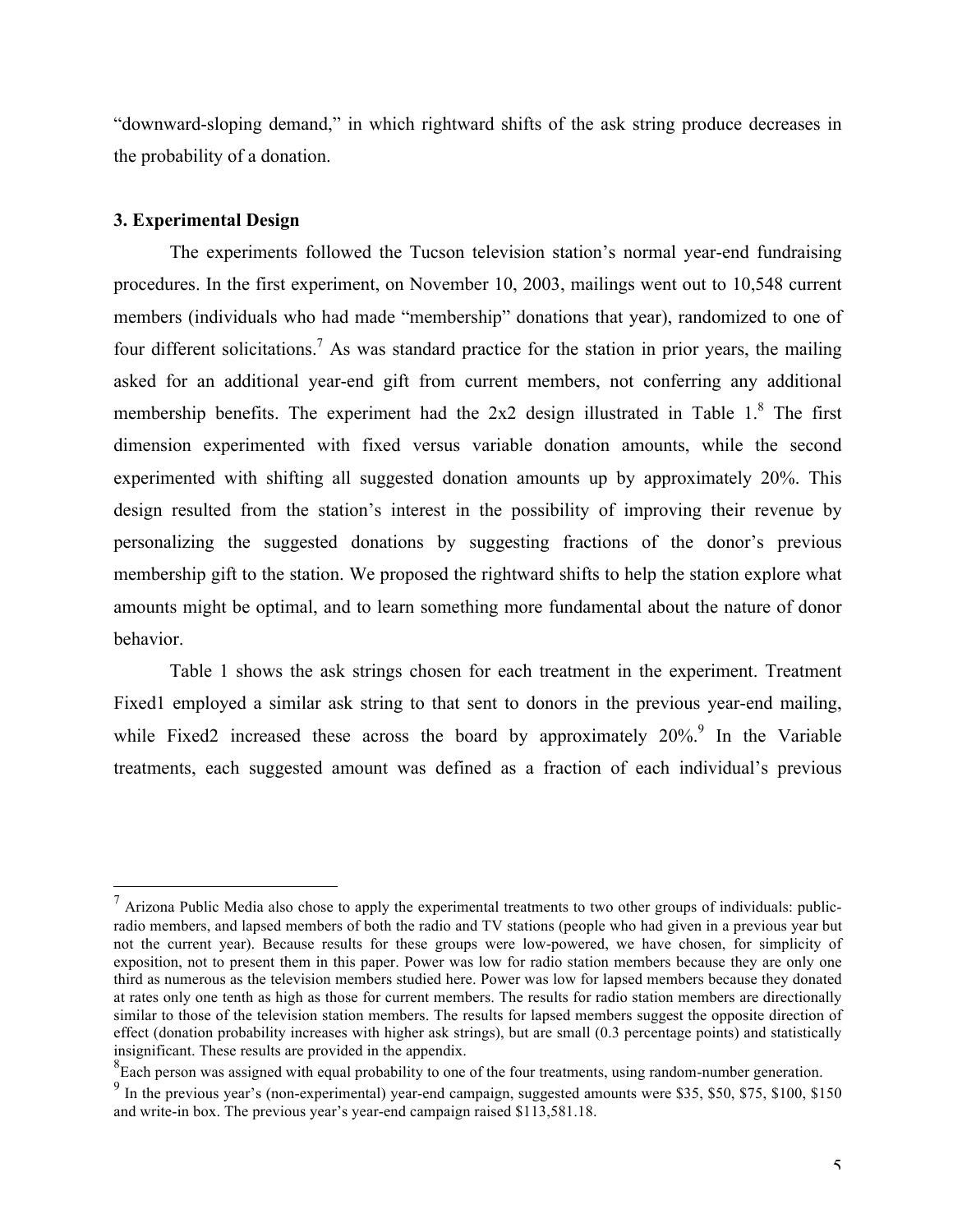"downward-sloping demand," in which rightward shifts of the ask string produce decreases in the probability of a donation.

## 3. Experimental Design

The experiments followed the Tucson television station's normal year-end fundraising procedures. In the first experiment, on November 10, 2003, mailings went out to 10,548 current members (individuals who had made "membership" donations that year), randomized to one of four different solicitations.[7] As was standard practice for the station in prior years, the mailing asked for an additional year-end gift from current members, not conferring any additional membership benefits. The experiment had the 2x2 design illustrated in Table 1.[8] The first dimension experimented with fixed versus variable donation amounts, while the second experimented with shifting all suggested donation amounts up by approximately 20%. This design resulted from the station's interest in the possibility of improving their revenue by personalizing the suggested donations by suggesting fractions of the donor's previous membership gift to the station. We proposed the rightward shifts to help the station explore what amounts might be optimal, and to learn something more fundamental about the nature of donor behavior.

Table 1 shows the ask strings chosen for each treatment in the experiment. Treatment Fixed1 employed a similar ask string to that sent to donors in the previous year-end mailing, while Fixed2 increased these across the board by approximately 20%.[9] In the Variable treatments, each suggested amount was defined as a fraction of each individual's previous

---

[7] Arizona Public Media also chose to apply the experimental treatments to two other groups of individuals: public-radio members, and lapsed members of both the radio and TV stations (people who had given in a previous year but not the current year). Because results for these groups were low-powered, we have chosen, for simplicity of exposition, not to present them in this paper. Power was low for radio station members because they are only one third as numerous as the television members studied here. Power was low for lapsed members because they donated at rates only one tenth as high as those for current members. The results for radio station members are directionally similar to those of the television station members. The results for lapsed members suggest the opposite direction of effect (donation probability increases with higher ask strings), but are small (0.3 percentage points) and statistically insignificant. These results are provided in the appendix.

[8] Each person was assigned with equal probability to one of the four treatments, using random-number generation.

[9] In the previous year's (non-experimental) year-end campaign, suggested amounts were $35, $50, $75, $100, $150 and write-in box. The previous year's year-end campaign raised $113,581.18.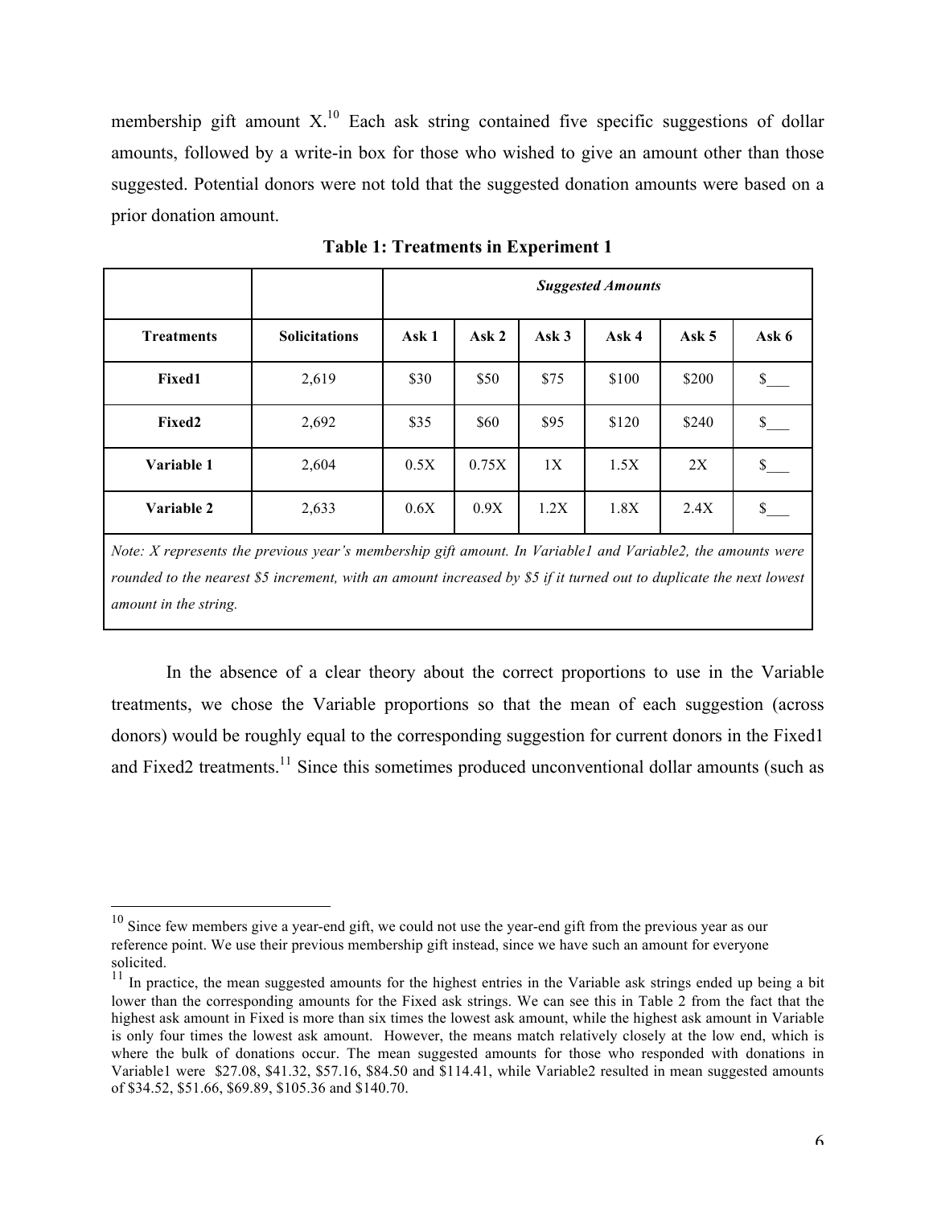membership gift amount X.[10] Each ask string contained five specific suggestions of dollar amounts, followed by a write-in box for those who wished to give an amount other than those suggested. Potential donors were not told that the suggested donation amounts were based on a prior donation amount.

**Table 1: Treatments in Experiment 1**

| | | ***Suggested Amounts*** | | | | | |
|---|---|---|---|---|---|---|---|
| **Treatments** | **Solicitations** | **Ask 1** | **Ask 2** | **Ask 3** | **Ask 4** | **Ask 5** | **Ask 6** |
| **Fixed1** | 2,619 | \$30 | \$50 | \$75 | \$100 | \$200 | \$___ |
| **Fixed2** | 2,692 | \$35 | \$60 | \$95 | \$120 | \$240 | \$___ |
| **Variable 1** | 2,604 | 0.5X | 0.75X | 1X | 1.5X | 2X | \$___ |
| **Variable 2** | 2,633 | 0.6X | 0.9X | 1.2X | 1.8X | 2.4X | \$___ |

*Note: X represents the previous year's membership gift amount. In Variable1 and Variable2, the amounts were rounded to the nearest \$5 increment, with an amount increased by \$5 if it turned out to duplicate the next lowest amount in the string.*

In the absence of a clear theory about the correct proportions to use in the Variable treatments, we chose the Variable proportions so that the mean of each suggestion (across donors) would be roughly equal to the corresponding suggestion for current donors in the Fixed1 and Fixed2 treatments.[11] Since this sometimes produced unconventional dollar amounts (such as

---

[10] Since few members give a year-end gift, we could not use the year-end gift from the previous year as our reference point. We use their previous membership gift instead, since we have such an amount for everyone solicited.

[11] In practice, the mean suggested amounts for the highest entries in the Variable ask strings ended up being a bit lower than the corresponding amounts for the Fixed ask strings. We can see this in Table 2 from the fact that the highest ask amount in Fixed is more than six times the lowest ask amount, while the highest ask amount in Variable is only four times the lowest ask amount. However, the means match relatively closely at the low end, which is where the bulk of donations occur. The mean suggested amounts for those who responded with donations in Variable1 were \$27.08, \$41.32, \$57.16, \$84.50 and \$114.41, while Variable2 resulted in mean suggested amounts of \$34.52, \$51.66, \$69.89, \$105.36 and \$140.70.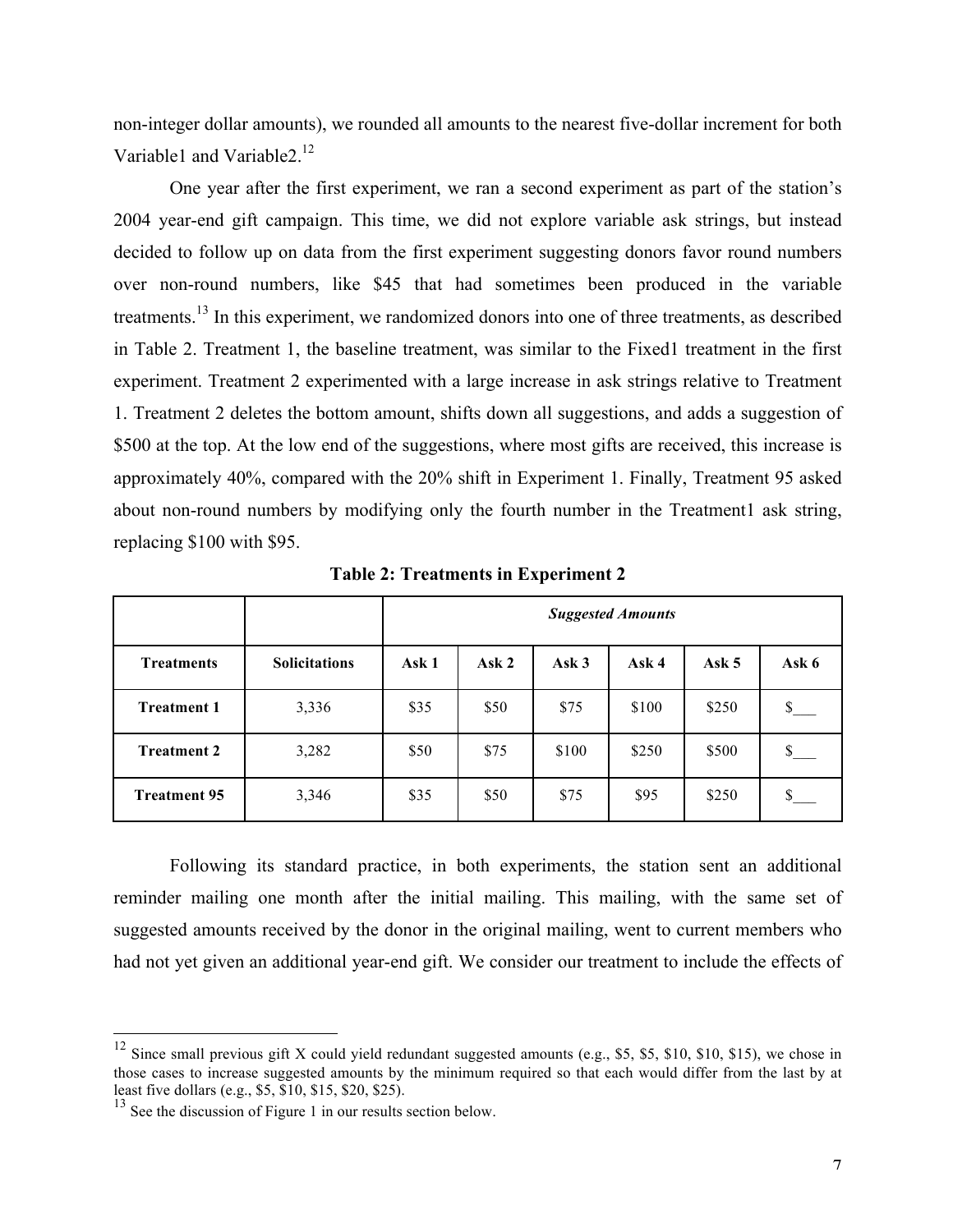non-integer dollar amounts), we rounded all amounts to the nearest five-dollar increment for both Variable1 and Variable2.[12]

One year after the first experiment, we ran a second experiment as part of the station's 2004 year-end gift campaign. This time, we did not explore variable ask strings, but instead decided to follow up on data from the first experiment suggesting donors favor round numbers over non-round numbers, like $45 that had sometimes been produced in the variable treatments.[13] In this experiment, we randomized donors into one of three treatments, as described in Table 2. Treatment 1, the baseline treatment, was similar to the Fixed1 treatment in the first experiment. Treatment 2 experimented with a large increase in ask strings relative to Treatment 1. Treatment 2 deletes the bottom amount, shifts down all suggestions, and adds a suggestion of $500 at the top. At the low end of the suggestions, where most gifts are received, this increase is approximately 40%, compared with the 20% shift in Experiment 1. Finally, Treatment 95 asked about non-round numbers by modifying only the fourth number in the Treatment1 ask string, replacing $100 with $95.

**Table 2: Treatments in Experiment 2**

| | | ***Suggested Amounts*** | | | | | |
|---|---|---|---|---|---|---|---|
| **Treatments** | **Solicitations** | **Ask 1** | **Ask 2** | **Ask 3** | **Ask 4** | **Ask 5** | **Ask 6** |
| **Treatment 1** | 3,336 | $35 | $50 | $75 | $100 | $250 | $___ |
| **Treatment 2** | 3,282 | $50 | $75 | $100 | $250 | $500 | $___ |
| **Treatment 95** | 3,346 | $35 | $50 | $75 | $95 | $250 | $___ |

Following its standard practice, in both experiments, the station sent an additional reminder mailing one month after the initial mailing. This mailing, with the same set of suggested amounts received by the donor in the original mailing, went to current members who had not yet given an additional year-end gift. We consider our treatment to include the effects of

---

[12] Since small previous gift X could yield redundant suggested amounts (e.g., $5, $5, $10, $10, $15), we chose in those cases to increase suggested amounts by the minimum required so that each would differ from the last by at least five dollars (e.g., $5, $10, $15, $20, $25).

[13] See the discussion of Figure 1 in our results section below.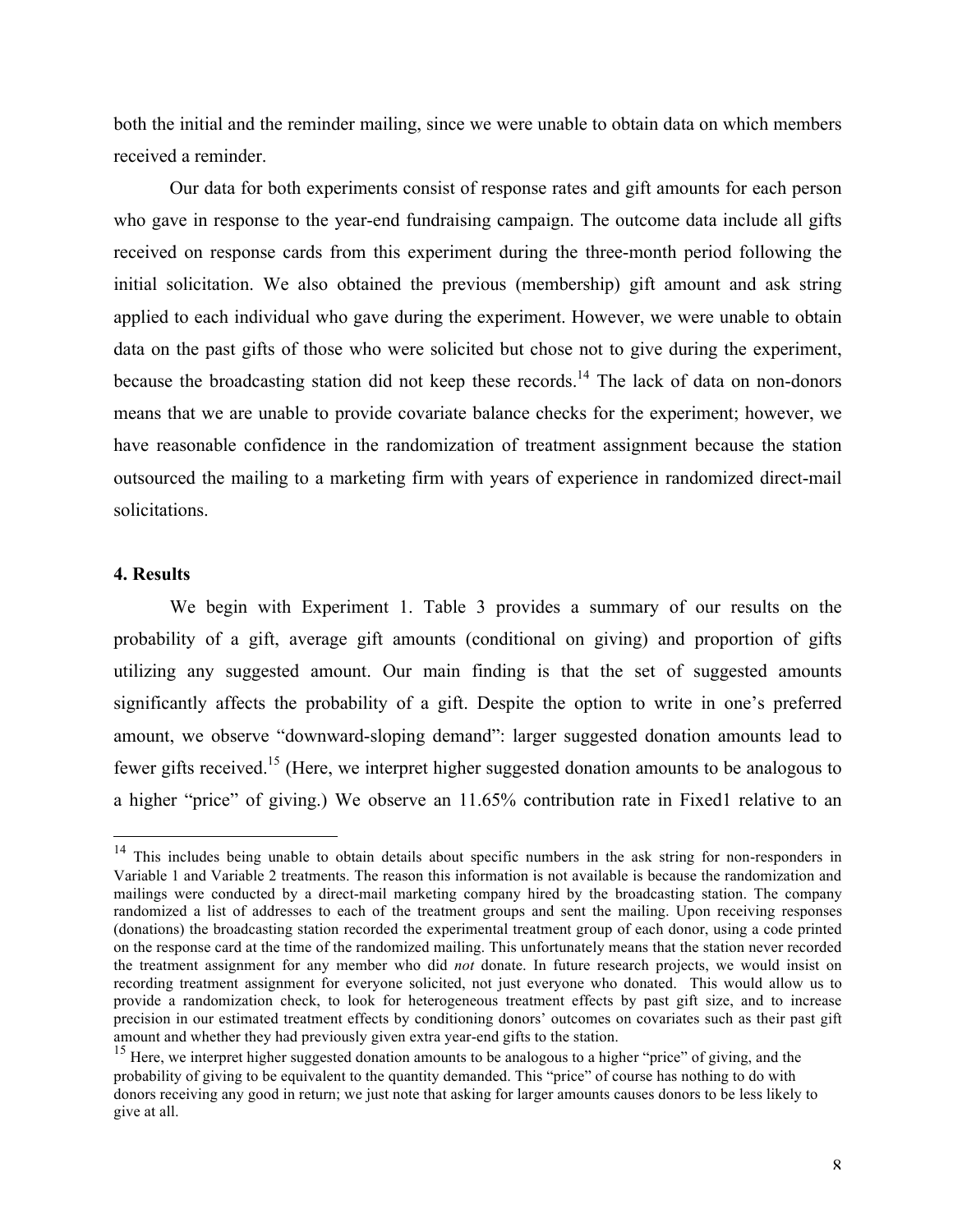both the initial and the reminder mailing, since we were unable to obtain data on which members received a reminder.

Our data for both experiments consist of response rates and gift amounts for each person who gave in response to the year-end fundraising campaign. The outcome data include all gifts received on response cards from this experiment during the three-month period following the initial solicitation. We also obtained the previous (membership) gift amount and ask string applied to each individual who gave during the experiment. However, we were unable to obtain data on the past gifts of those who were solicited but chose not to give during the experiment, because the broadcasting station did not keep these records.[14] The lack of data on non-donors means that we are unable to provide covariate balance checks for the experiment; however, we have reasonable confidence in the randomization of treatment assignment because the station outsourced the mailing to a marketing firm with years of experience in randomized direct-mail solicitations.

## 4. Results

We begin with Experiment 1. Table 3 provides a summary of our results on the probability of a gift, average gift amounts (conditional on giving) and proportion of gifts utilizing any suggested amount. Our main finding is that the set of suggested amounts significantly affects the probability of a gift. Despite the option to write in one's preferred amount, we observe "downward-sloping demand": larger suggested donation amounts lead to fewer gifts received.[15] (Here, we interpret higher suggested donation amounts to be analogous to a higher "price" of giving.) We observe an 11.65% contribution rate in Fixed1 relative to an

---

[14] This includes being unable to obtain details about specific numbers in the ask string for non-responders in Variable 1 and Variable 2 treatments. The reason this information is not available is because the randomization and mailings were conducted by a direct-mail marketing company hired by the broadcasting station. The company randomized a list of addresses to each of the treatment groups and sent the mailing. Upon receiving responses (donations) the broadcasting station recorded the experimental treatment group of each donor, using a code printed on the response card at the time of the randomized mailing. This unfortunately means that the station never recorded the treatment assignment for any member who did *not* donate. In future research projects, we would insist on recording treatment assignment for everyone solicited, not just everyone who donated. This would allow us to provide a randomization check, to look for heterogeneous treatment effects by past gift size, and to increase precision in our estimated treatment effects by conditioning donors' outcomes on covariates such as their past gift amount and whether they had previously given extra year-end gifts to the station.

[15] Here, we interpret higher suggested donation amounts to be analogous to a higher "price" of giving, and the probability of giving to be equivalent to the quantity demanded. This "price" of course has nothing to do with donors receiving any good in return; we just note that asking for larger amounts causes donors to be less likely to give at all.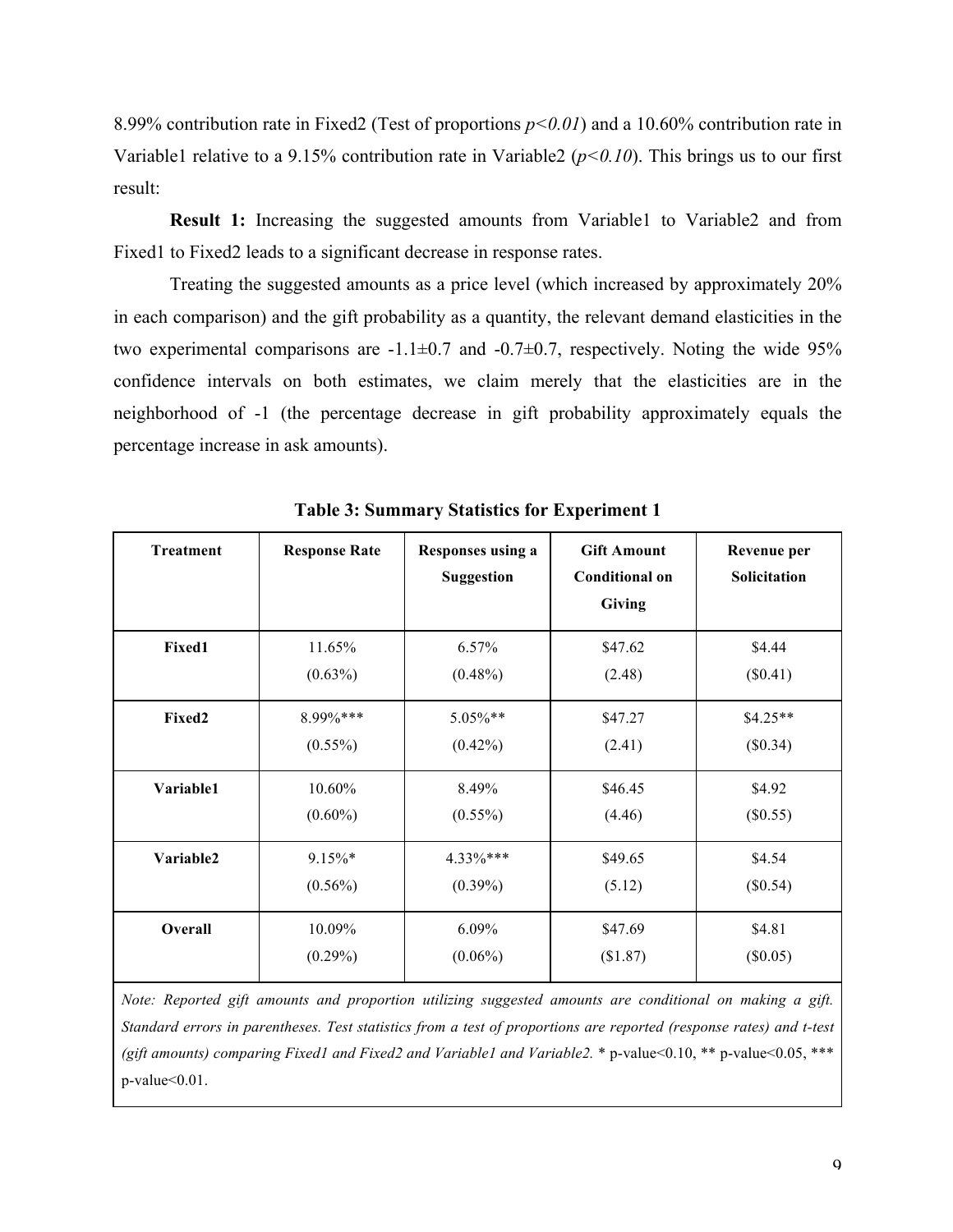8.99% contribution rate in Fixed2 (Test of proportions $p<0.01$) and a 10.60% contribution rate in Variable1 relative to a 9.15% contribution rate in Variable2 ($p<0.10$). This brings us to our first result:

**Result 1:** Increasing the suggested amounts from Variable1 to Variable2 and from Fixed1 to Fixed2 leads to a significant decrease in response rates.

Treating the suggested amounts as a price level (which increased by approximately 20% in each comparison) and the gift probability as a quantity, the relevant demand elasticities in the two experimental comparisons are -1.1±0.7 and -0.7±0.7, respectively. Noting the wide 95% confidence intervals on both estimates, we claim merely that the elasticities are in the neighborhood of -1 (the percentage decrease in gift probability approximately equals the percentage increase in ask amounts).

**Table 3: Summary Statistics for Experiment 1**

| Treatment | Response Rate | Responses using a Suggestion | Gift Amount Conditional on Giving | Revenue per Solicitation |
|---|---|---|---|---|
| **Fixed1** | 11.65%<br>(0.63%) | 6.57%<br>(0.48%) | \$47.62<br>(2.48) | \$4.44<br>(\$0.41) |
| **Fixed2** | 8.99%***<br>(0.55%) | 5.05%**<br>(0.42%) | \$47.27<br>(2.41) | \$4.25**<br>(\$0.34) |
| **Variable1** | 10.60%<br>(0.60%) | 8.49%<br>(0.55%) | \$46.45<br>(4.46) | \$4.92<br>(\$0.55) |
| **Variable2** | 9.15%*<br>(0.56%) | 4.33%***<br>(0.39%) | \$49.65<br>(5.12) | \$4.54<br>(\$0.54) |
| **Overall** | 10.09%<br>(0.29%) | 6.09%<br>(0.06%) | \$47.69<br>(\$1.87) | \$4.81<br>(\$0.05) |

*Note: Reported gift amounts and proportion utilizing suggested amounts are conditional on making a gift. Standard errors in parentheses. Test statistics from a test of proportions are reported (response rates) and t-test (gift amounts) comparing Fixed1 and Fixed2 and Variable1 and Variable2.* * p-value<0.10, ** p-value<0.05, *** p-value<0.01.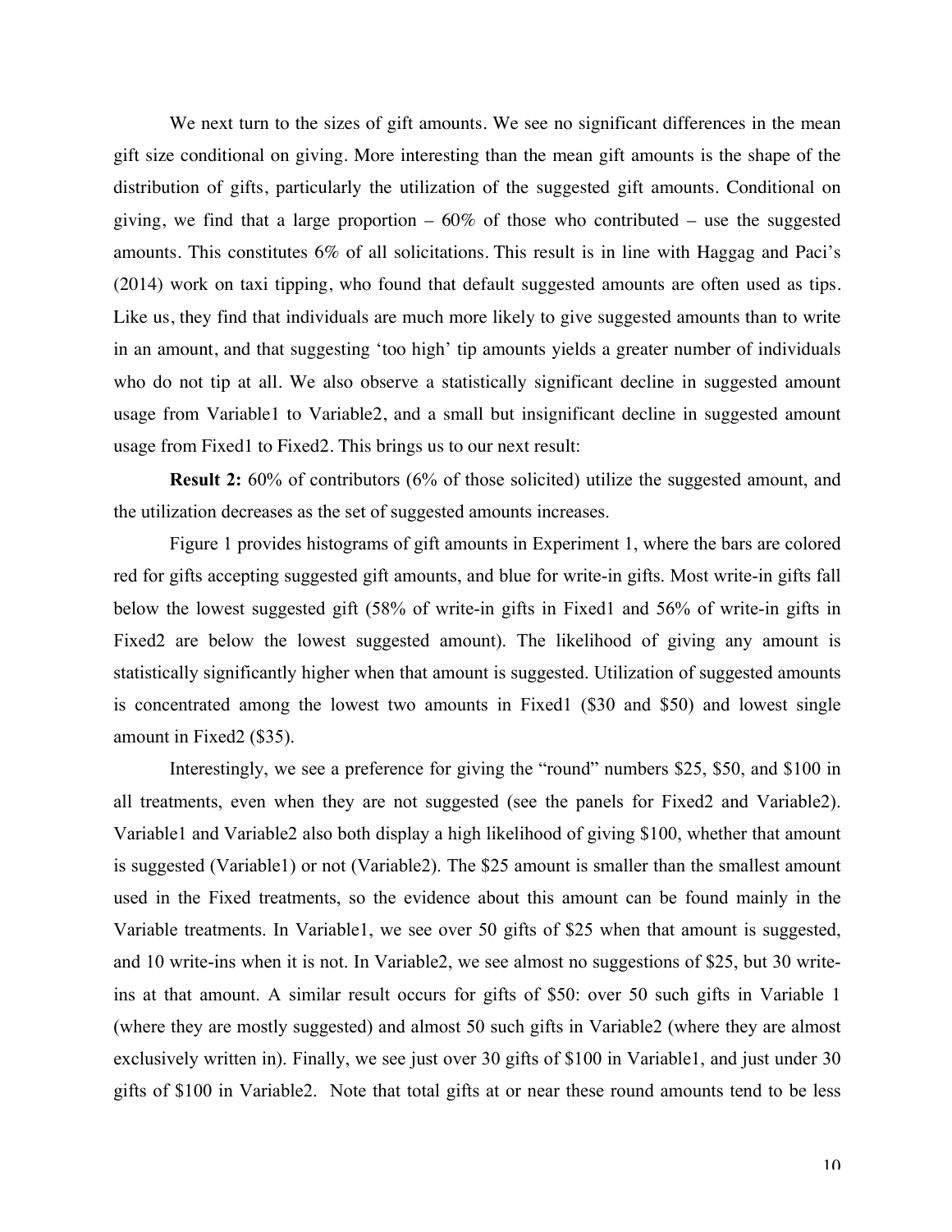We next turn to the sizes of gift amounts. We see no significant differences in the mean gift size conditional on giving. More interesting than the mean gift amounts is the shape of the distribution of gifts, particularly the utilization of the suggested gift amounts. Conditional on giving, we find that a large proportion – 60% of those who contributed – use the suggested amounts. This constitutes 6% of all solicitations. This result is in line with Haggag and Paci's (2014) work on taxi tipping, who found that default suggested amounts are often used as tips. Like us, they find that individuals are much more likely to give suggested amounts than to write in an amount, and that suggesting 'too high' tip amounts yields a greater number of individuals who do not tip at all. We also observe a statistically significant decline in suggested amount usage from Variable1 to Variable2, and a small but insignificant decline in suggested amount usage from Fixed1 to Fixed2. This brings us to our next result:

**Result 2:** 60% of contributors (6% of those solicited) utilize the suggested amount, and the utilization decreases as the set of suggested amounts increases.

Figure 1 provides histograms of gift amounts in Experiment 1, where the bars are colored red for gifts accepting suggested gift amounts, and blue for write-in gifts. Most write-in gifts fall below the lowest suggested gift (58% of write-in gifts in Fixed1 and 56% of write-in gifts in Fixed2 are below the lowest suggested amount). The likelihood of giving any amount is statistically significantly higher when that amount is suggested. Utilization of suggested amounts is concentrated among the lowest two amounts in Fixed1 ($30 and $50) and lowest single amount in Fixed2 ($35).

Interestingly, we see a preference for giving the "round" numbers $25, $50, and $100 in all treatments, even when they are not suggested (see the panels for Fixed2 and Variable2). Variable1 and Variable2 also both display a high likelihood of giving $100, whether that amount is suggested (Variable1) or not (Variable2). The $25 amount is smaller than the smallest amount used in the Fixed treatments, so the evidence about this amount can be found mainly in the Variable treatments. In Variable1, we see over 50 gifts of $25 when that amount is suggested, and 10 write-ins when it is not. In Variable2, we see almost no suggestions of $25, but 30 write-ins at that amount. A similar result occurs for gifts of $50: over 50 such gifts in Variable 1 (where they are mostly suggested) and almost 50 such gifts in Variable2 (where they are almost exclusively written in). Finally, we see just over 30 gifts of $100 in Variable1, and just under 30 gifts of $100 in Variable2. Note that total gifts at or near these round amounts tend to be less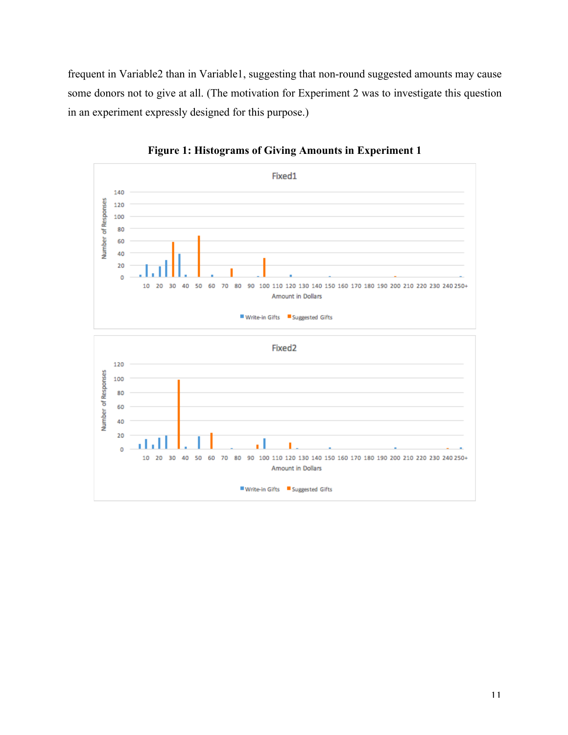frequent in Variable2 than in Variable1, suggesting that non-round suggested amounts may cause some donors not to give at all. (The motivation for Experiment 2 was to investigate this question in an experiment expressly designed for this purpose.)

**Figure 1: Histograms of Giving Amounts in Experiment 1**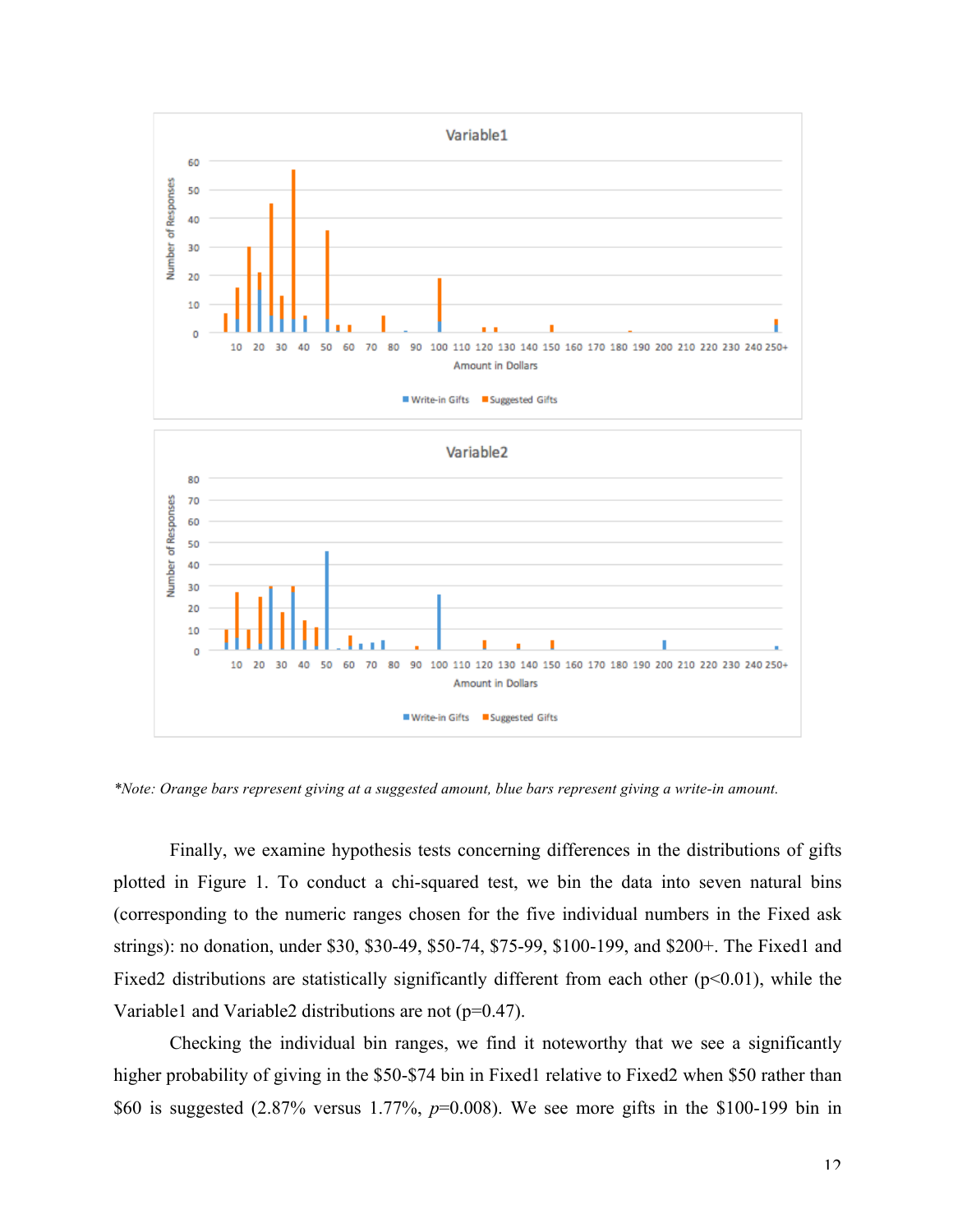*Note: Orange bars represent giving at a suggested amount, blue bars represent giving a write-in amount.

Finally, we examine hypothesis tests concerning differences in the distributions of gifts plotted in Figure 1. To conduct a chi-squared test, we bin the data into seven natural bins (corresponding to the numeric ranges chosen for the five individual numbers in the Fixed ask strings): no donation, under \$30, \$30-49, \$50-74, \$75-99, \$100-199, and \$200+. The Fixed1 and Fixed2 distributions are statistically significantly different from each other ($p<0.01$), while the Variable1 and Variable2 distributions are not ($p=0.47$).

Checking the individual bin ranges, we find it noteworthy that we see a significantly higher probability of giving in the \$50-\$74 bin in Fixed1 relative to Fixed2 when \$50 rather than \$60 is suggested (2.87% versus 1.77%, $p=0.008$). We see more gifts in the \$100-199 bin in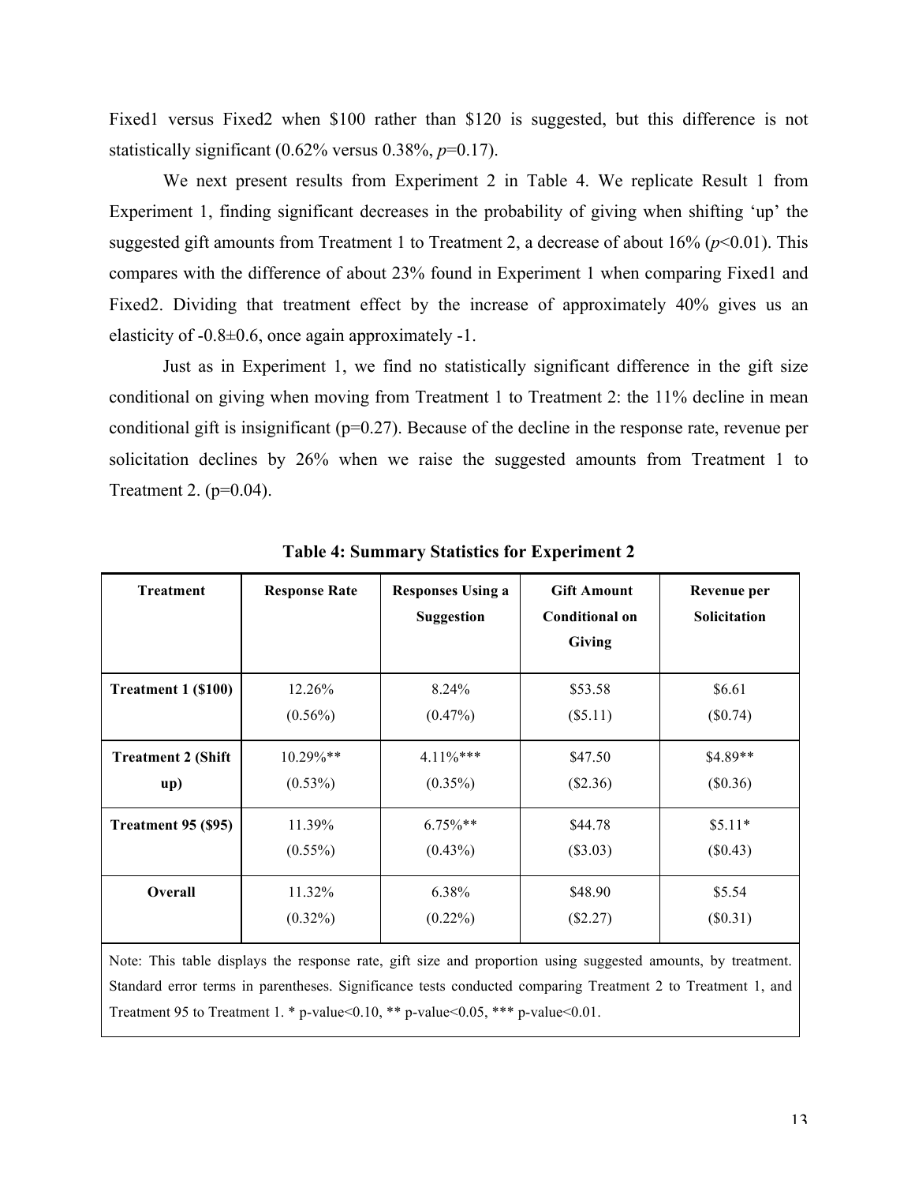Fixed1 versus Fixed2 when \$100 rather than \$120 is suggested, but this difference is not statistically significant (0.62% versus 0.38%, $p$=0.17).

We next present results from Experiment 2 in Table 4. We replicate Result 1 from Experiment 1, finding significant decreases in the probability of giving when shifting 'up' the suggested gift amounts from Treatment 1 to Treatment 2, a decrease of about 16% ($p$<0.01). This compares with the difference of about 23% found in Experiment 1 when comparing Fixed1 and Fixed2. Dividing that treatment effect by the increase of approximately 40% gives us an elasticity of -0.8±0.6, once again approximately -1.

Just as in Experiment 1, we find no statistically significant difference in the gift size conditional on giving when moving from Treatment 1 to Treatment 2: the 11% decline in mean conditional gift is insignificant (p=0.27). Because of the decline in the response rate, revenue per solicitation declines by 26% when we raise the suggested amounts from Treatment 1 to Treatment 2. (p=0.04).

**Table 4: Summary Statistics for Experiment 2**

| Treatment | Response Rate | Responses Using a Suggestion | Gift Amount Conditional on Giving | Revenue per Solicitation |
|---|---|---|---|---|
| **Treatment 1 (\$100)** | 12.26% (0.56%) | 8.24% (0.47%) | \$53.58 (\$5.11) | \$6.61 (\$0.74) |
| **Treatment 2 (Shift up)** | 10.29%** (0.53%) | 4.11%*** (0.35%) | \$47.50 (\$2.36) | \$4.89** (\$0.36) |
| **Treatment 95 (\$95)** | 11.39% (0.55%) | 6.75%** (0.43%) | \$44.78 (\$3.03) | \$5.11* (\$0.43) |
| **Overall** | 11.32% (0.32%) | 6.38% (0.22%) | \$48.90 (\$2.27) | \$5.54 (\$0.31) |

Note: This table displays the response rate, gift size and proportion using suggested amounts, by treatment. Standard error terms in parentheses. Significance tests conducted comparing Treatment 2 to Treatment 1, and Treatment 95 to Treatment 1. * p-value<0.10, ** p-value<0.05, *** p-value<0.01.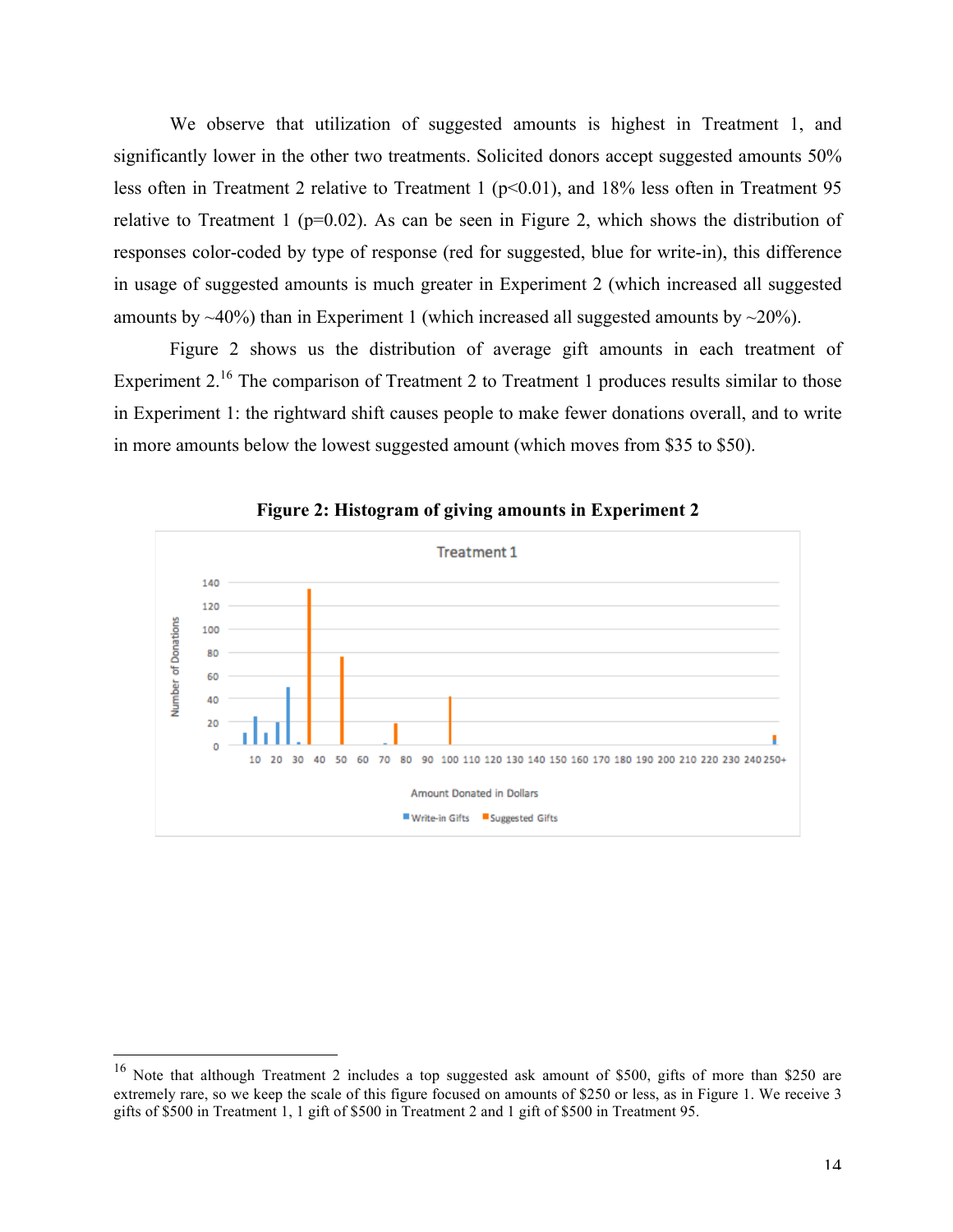We observe that utilization of suggested amounts is highest in Treatment 1, and significantly lower in the other two treatments. Solicited donors accept suggested amounts 50% less often in Treatment 2 relative to Treatment 1 ($p<0.01$), and 18% less often in Treatment 95 relative to Treatment 1 ($p=0.02$). As can be seen in Figure 2, which shows the distribution of responses color-coded by type of response (red for suggested, blue for write-in), this difference in usage of suggested amounts is much greater in Experiment 2 (which increased all suggested amounts by ~40%) than in Experiment 1 (which increased all suggested amounts by ~20%).

Figure 2 shows us the distribution of average gift amounts in each treatment of Experiment 2.[16] The comparison of Treatment 2 to Treatment 1 produces results similar to those in Experiment 1: the rightward shift causes people to make fewer donations overall, and to write in more amounts below the lowest suggested amount (which moves from \$35 to \$50).

**Figure 2: Histogram of giving amounts in Experiment 2**

Treatment 1

[16] Note that although Treatment 2 includes a top suggested ask amount of \$500, gifts of more than \$250 are extremely rare, so we keep the scale of this figure focused on amounts of \$250 or less, as in Figure 1. We receive 3 gifts of \$500 in Treatment 1, 1 gift of \$500 in Treatment 2 and 1 gift of \$500 in Treatment 95.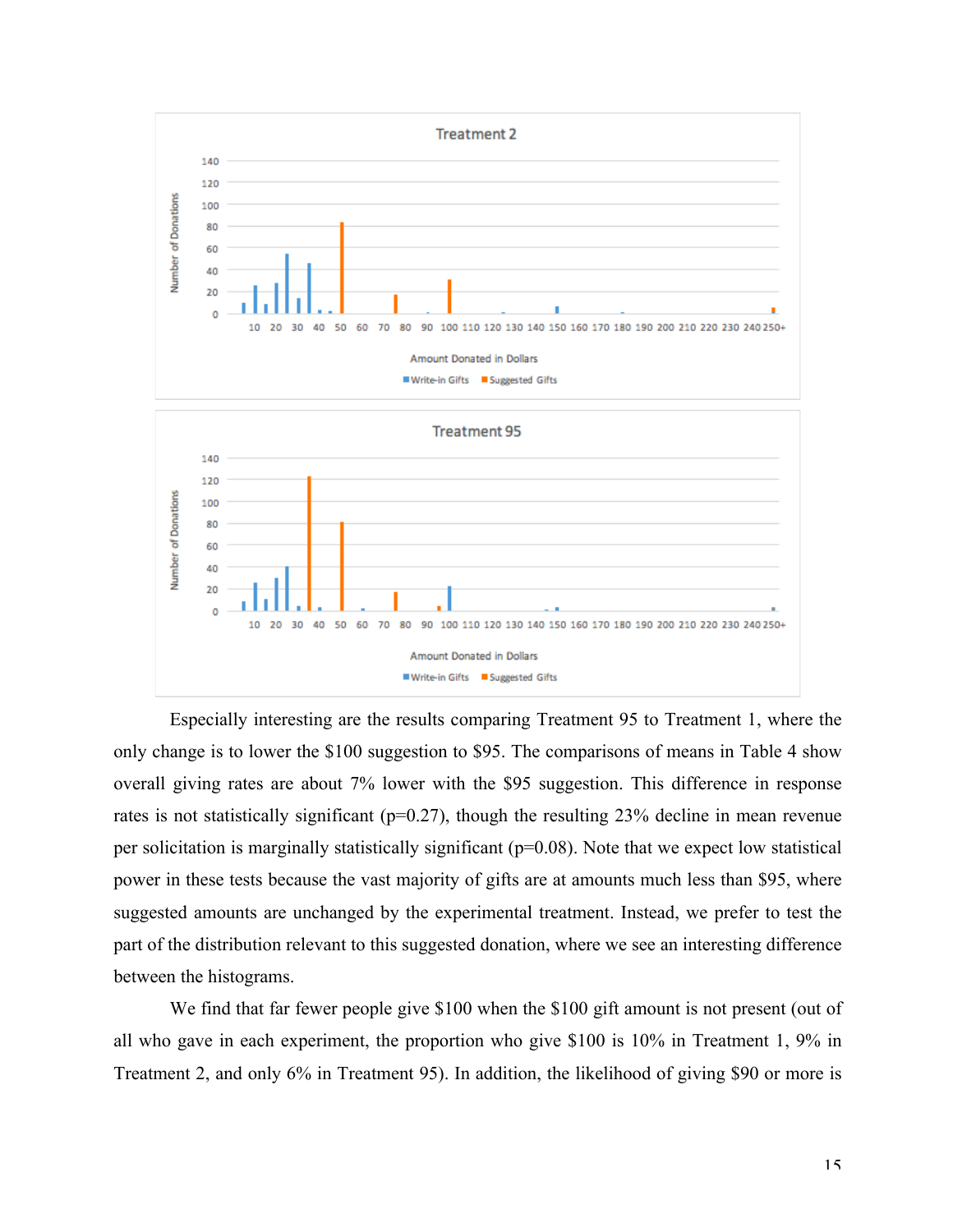Especially interesting are the results comparing Treatment 95 to Treatment 1, where the only change is to lower the $100 suggestion to $95. The comparisons of means in Table 4 show overall giving rates are about 7% lower with the $95 suggestion. This difference in response rates is not statistically significant (p=0.27), though the resulting 23% decline in mean revenue per solicitation is marginally statistically significant (p=0.08). Note that we expect low statistical power in these tests because the vast majority of gifts are at amounts much less than $95, where suggested amounts are unchanged by the experimental treatment. Instead, we prefer to test the part of the distribution relevant to this suggested donation, where we see an interesting difference between the histograms.

We find that far fewer people give $100 when the $100 gift amount is not present (out of all who gave in each experiment, the proportion who give $100 is 10% in Treatment 1, 9% in Treatment 2, and only 6% in Treatment 95). In addition, the likelihood of giving $90 or more is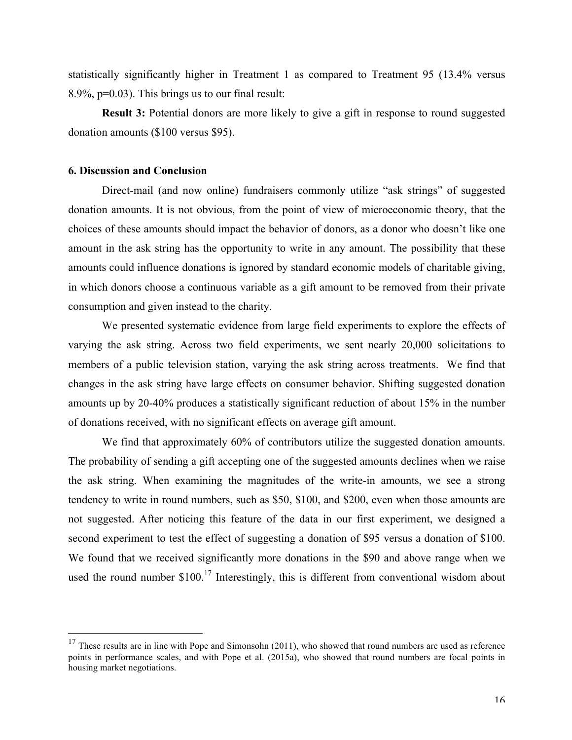statistically significantly higher in Treatment 1 as compared to Treatment 95 (13.4% versus 8.9%, p=0.03). This brings us to our final result:

**Result 3:** Potential donors are more likely to give a gift in response to round suggested donation amounts ($100 versus $95).

## 6. Discussion and Conclusion

Direct-mail (and now online) fundraisers commonly utilize "ask strings" of suggested donation amounts. It is not obvious, from the point of view of microeconomic theory, that the choices of these amounts should impact the behavior of donors, as a donor who doesn't like one amount in the ask string has the opportunity to write in any amount. The possibility that these amounts could influence donations is ignored by standard economic models of charitable giving, in which donors choose a continuous variable as a gift amount to be removed from their private consumption and given instead to the charity.

We presented systematic evidence from large field experiments to explore the effects of varying the ask string. Across two field experiments, we sent nearly 20,000 solicitations to members of a public television station, varying the ask string across treatments. We find that changes in the ask string have large effects on consumer behavior. Shifting suggested donation amounts up by 20-40% produces a statistically significant reduction of about 15% in the number of donations received, with no significant effects on average gift amount.

We find that approximately 60% of contributors utilize the suggested donation amounts. The probability of sending a gift accepting one of the suggested amounts declines when we raise the ask string. When examining the magnitudes of the write-in amounts, we see a strong tendency to write in round numbers, such as $50, $100, and $200, even when those amounts are not suggested. After noticing this feature of the data in our first experiment, we designed a second experiment to test the effect of suggesting a donation of $95 versus a donation of $100. We found that we received significantly more donations in the $90 and above range when we used the round number $100.[17] Interestingly, this is different from conventional wisdom about

[17] These results are in line with Pope and Simonsohn (2011), who showed that round numbers are used as reference points in performance scales, and with Pope et al. (2015a), who showed that round numbers are focal points in housing market negotiations.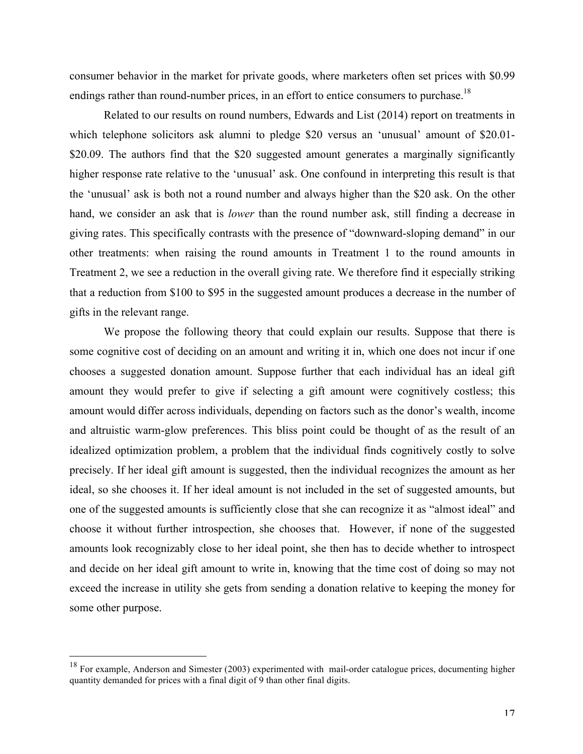consumer behavior in the market for private goods, where marketers often set prices with $0.99 endings rather than round-number prices, in an effort to entice consumers to purchase.[18]

Related to our results on round numbers, Edwards and List (2014) report on treatments in which telephone solicitors ask alumni to pledge $20 versus an 'unusual' amount of $20.01-$20.09. The authors find that the $20 suggested amount generates a marginally significantly higher response rate relative to the 'unusual' ask. One confound in interpreting this result is that the 'unusual' ask is both not a round number and always higher than the $20 ask. On the other hand, we consider an ask that is *lower* than the round number ask, still finding a decrease in giving rates. This specifically contrasts with the presence of "downward-sloping demand" in our other treatments: when raising the round amounts in Treatment 1 to the round amounts in Treatment 2, we see a reduction in the overall giving rate. We therefore find it especially striking that a reduction from $100 to $95 in the suggested amount produces a decrease in the number of gifts in the relevant range.

We propose the following theory that could explain our results. Suppose that there is some cognitive cost of deciding on an amount and writing it in, which one does not incur if one chooses a suggested donation amount. Suppose further that each individual has an ideal gift amount they would prefer to give if selecting a gift amount were cognitively costless; this amount would differ across individuals, depending on factors such as the donor's wealth, income and altruistic warm-glow preferences. This bliss point could be thought of as the result of an idealized optimization problem, a problem that the individual finds cognitively costly to solve precisely. If her ideal gift amount is suggested, then the individual recognizes the amount as her ideal, so she chooses it. If her ideal amount is not included in the set of suggested amounts, but one of the suggested amounts is sufficiently close that she can recognize it as "almost ideal" and choose it without further introspection, she chooses that. However, if none of the suggested amounts look recognizably close to her ideal point, she then has to decide whether to introspect and decide on her ideal gift amount to write in, knowing that the time cost of doing so may not exceed the increase in utility she gets from sending a donation relative to keeping the money for some other purpose.

---

[18] For example, Anderson and Simester (2003) experimented with mail-order catalogue prices, documenting higher quantity demanded for prices with a final digit of 9 than other final digits.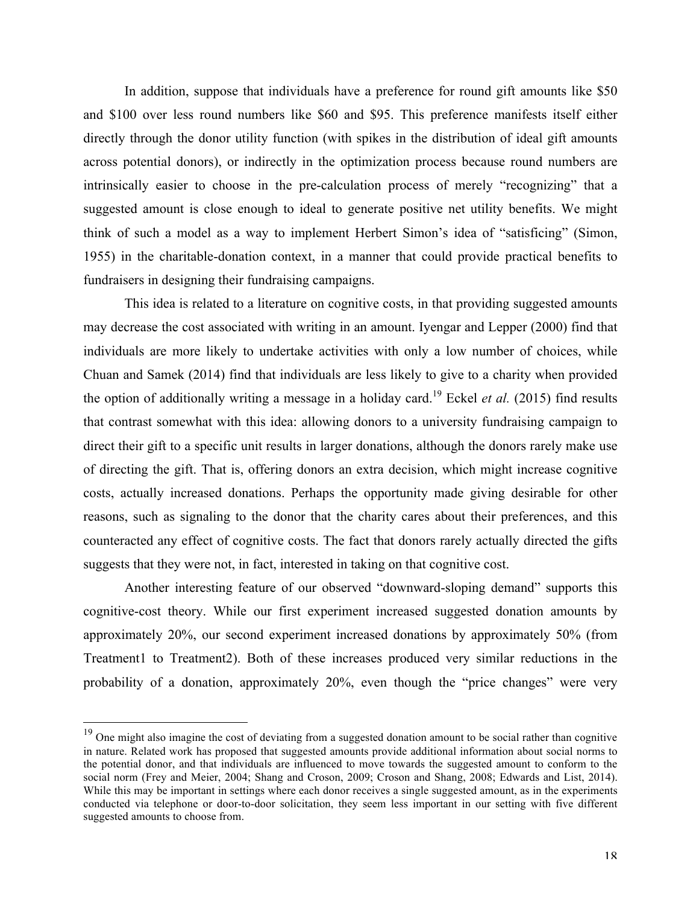In addition, suppose that individuals have a preference for round gift amounts like $50 and $100 over less round numbers like $60 and $95. This preference manifests itself either directly through the donor utility function (with spikes in the distribution of ideal gift amounts across potential donors), or indirectly in the optimization process because round numbers are intrinsically easier to choose in the pre-calculation process of merely "recognizing" that a suggested amount is close enough to ideal to generate positive net utility benefits. We might think of such a model as a way to implement Herbert Simon's idea of "satisficing" (Simon, 1955) in the charitable-donation context, in a manner that could provide practical benefits to fundraisers in designing their fundraising campaigns.

This idea is related to a literature on cognitive costs, in that providing suggested amounts may decrease the cost associated with writing in an amount. Iyengar and Lepper (2000) find that individuals are more likely to undertake activities with only a low number of choices, while Chuan and Samek (2014) find that individuals are less likely to give to a charity when provided the option of additionally writing a message in a holiday card.[19] Eckel *et al.* (2015) find results that contrast somewhat with this idea: allowing donors to a university fundraising campaign to direct their gift to a specific unit results in larger donations, although the donors rarely make use of directing the gift. That is, offering donors an extra decision, which might increase cognitive costs, actually increased donations. Perhaps the opportunity made giving desirable for other reasons, such as signaling to the donor that the charity cares about their preferences, and this counteracted any effect of cognitive costs. The fact that donors rarely actually directed the gifts suggests that they were not, in fact, interested in taking on that cognitive cost.

Another interesting feature of our observed "downward-sloping demand" supports this cognitive-cost theory. While our first experiment increased suggested donation amounts by approximately 20%, our second experiment increased donations by approximately 50% (from Treatment1 to Treatment2). Both of these increases produced very similar reductions in the probability of a donation, approximately 20%, even though the "price changes" were very

---

[19] One might also imagine the cost of deviating from a suggested donation amount to be social rather than cognitive in nature. Related work has proposed that suggested amounts provide additional information about social norms to the potential donor, and that individuals are influenced to move towards the suggested amount to conform to the social norm (Frey and Meier, 2004; Shang and Croson, 2009; Croson and Shang, 2008; Edwards and List, 2014). While this may be important in settings where each donor receives a single suggested amount, as in the experiments conducted via telephone or door-to-door solicitation, they seem less important in our setting with five different suggested amounts to choose from.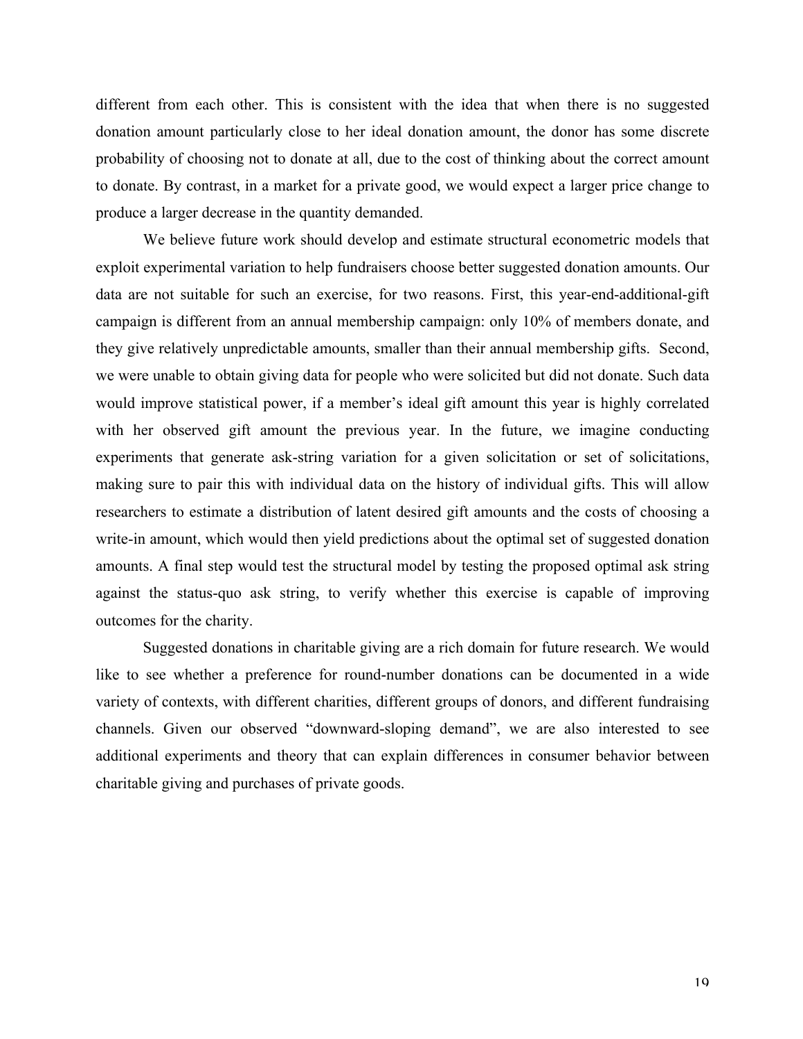different from each other. This is consistent with the idea that when there is no suggested donation amount particularly close to her ideal donation amount, the donor has some discrete probability of choosing not to donate at all, due to the cost of thinking about the correct amount to donate. By contrast, in a market for a private good, we would expect a larger price change to produce a larger decrease in the quantity demanded.

We believe future work should develop and estimate structural econometric models that exploit experimental variation to help fundraisers choose better suggested donation amounts. Our data are not suitable for such an exercise, for two reasons. First, this year-end-additional-gift campaign is different from an annual membership campaign: only 10% of members donate, and they give relatively unpredictable amounts, smaller than their annual membership gifts. Second, we were unable to obtain giving data for people who were solicited but did not donate. Such data would improve statistical power, if a member's ideal gift amount this year is highly correlated with her observed gift amount the previous year. In the future, we imagine conducting experiments that generate ask-string variation for a given solicitation or set of solicitations, making sure to pair this with individual data on the history of individual gifts. This will allow researchers to estimate a distribution of latent desired gift amounts and the costs of choosing a write-in amount, which would then yield predictions about the optimal set of suggested donation amounts. A final step would test the structural model by testing the proposed optimal ask string against the status-quo ask string, to verify whether this exercise is capable of improving outcomes for the charity.

Suggested donations in charitable giving are a rich domain for future research. We would like to see whether a preference for round-number donations can be documented in a wide variety of contexts, with different charities, different groups of donors, and different fundraising channels. Given our observed "downward-sloping demand", we are also interested to see additional experiments and theory that can explain differences in consumer behavior between charitable giving and purchases of private goods.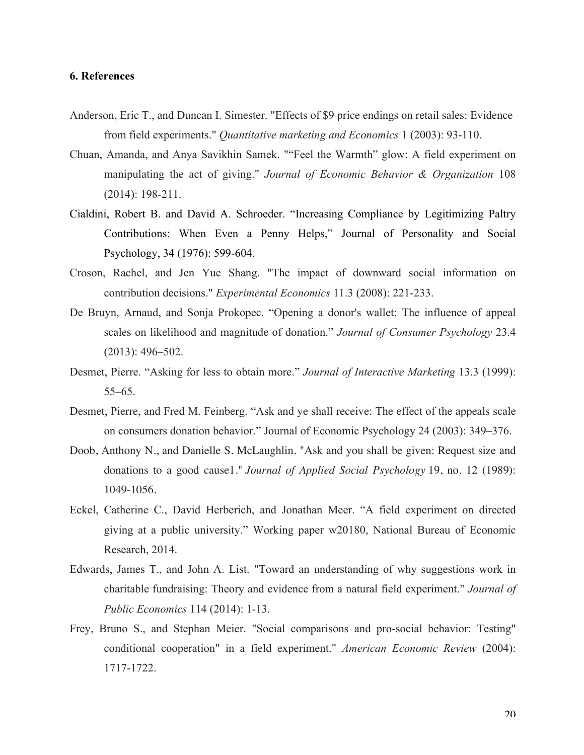## 6. References

Anderson, Eric T., and Duncan I. Simester. "Effects of $9 price endings on retail sales: Evidence from field experiments." *Quantitative marketing and Economics* 1 (2003): 93-110.

Chuan, Amanda, and Anya Savikhin Samek. ""Feel the Warmth" glow: A field experiment on manipulating the act of giving." *Journal of Economic Behavior & Organization* 108 (2014): 198-211.

Cialdini, Robert B. and David A. Schroeder. "Increasing Compliance by Legitimizing Paltry Contributions: When Even a Penny Helps," Journal of Personality and Social Psychology, 34 (1976): 599-604.

Croson, Rachel, and Jen Yue Shang. "The impact of downward social information on contribution decisions." *Experimental Economics* 11.3 (2008): 221-233.

De Bruyn, Arnaud, and Sonja Prokopec. "Opening a donor's wallet: The influence of appeal scales on likelihood and magnitude of donation." *Journal of Consumer Psychology* 23.4 (2013): 496–502.

Desmet, Pierre. "Asking for less to obtain more." *Journal of Interactive Marketing* 13.3 (1999): 55–65.

Desmet, Pierre, and Fred M. Feinberg. "Ask and ye shall receive: The effect of the appeals scale on consumers donation behavior." Journal of Economic Psychology 24 (2003): 349–376.

Doob, Anthony N., and Danielle S. McLaughlin. "Ask and you shall be given: Request size and donations to a good cause1." *Journal of Applied Social Psychology* 19, no. 12 (1989): 1049-1056.

Eckel, Catherine C., David Herberich, and Jonathan Meer. "A field experiment on directed giving at a public university." Working paper w20180, National Bureau of Economic Research, 2014.

Edwards, James T., and John A. List. "Toward an understanding of why suggestions work in charitable fundraising: Theory and evidence from a natural field experiment." *Journal of Public Economics* 114 (2014): 1-13.

Frey, Bruno S., and Stephan Meier. "Social comparisons and pro-social behavior: Testing" conditional cooperation" in a field experiment." *American Economic Review* (2004): 1717-1722.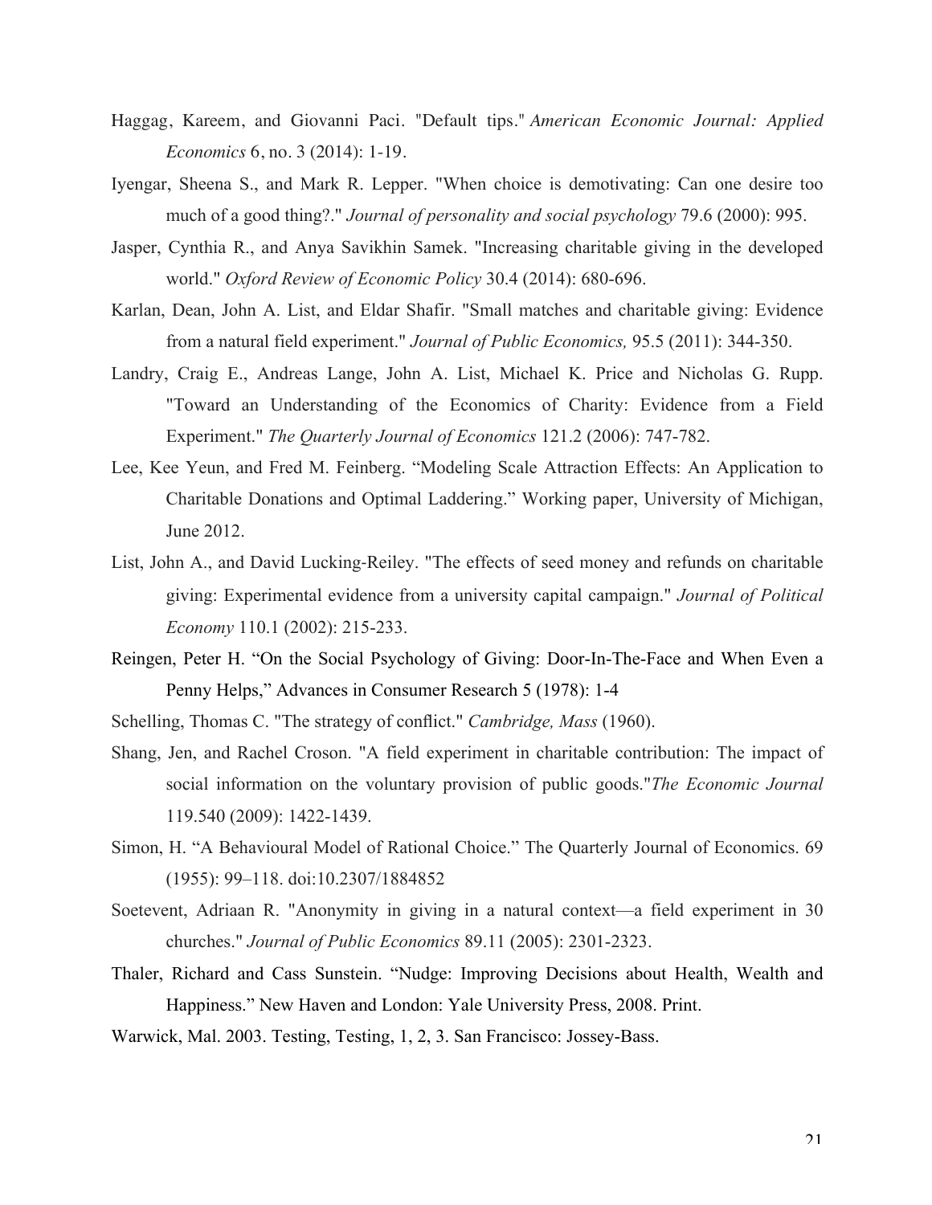Haggag, Kareem, and Giovanni Paci. "Default tips." *American Economic Journal: Applied Economics* 6, no. 3 (2014): 1-19.

Iyengar, Sheena S., and Mark R. Lepper. "When choice is demotivating: Can one desire too much of a good thing?." *Journal of personality and social psychology* 79.6 (2000): 995.

Jasper, Cynthia R., and Anya Savikhin Samek. "Increasing charitable giving in the developed world." *Oxford Review of Economic Policy* 30.4 (2014): 680-696.

Karlan, Dean, John A. List, and Eldar Shafir. "Small matches and charitable giving: Evidence from a natural field experiment." *Journal of Public Economics,* 95.5 (2011): 344-350.

Landry, Craig E., Andreas Lange, John A. List, Michael K. Price and Nicholas G. Rupp. "Toward an Understanding of the Economics of Charity: Evidence from a Field Experiment." *The Quarterly Journal of Economics* 121.2 (2006): 747-782.

Lee, Kee Yeun, and Fred M. Feinberg. "Modeling Scale Attraction Effects: An Application to Charitable Donations and Optimal Laddering." Working paper, University of Michigan, June 2012.

List, John A., and David Lucking-Reiley. "The effects of seed money and refunds on charitable giving: Experimental evidence from a university capital campaign." *Journal of Political Economy* 110.1 (2002): 215-233.

Reingen, Peter H. "On the Social Psychology of Giving: Door-In-The-Face and When Even a Penny Helps," Advances in Consumer Research 5 (1978): 1-4

Schelling, Thomas C. "The strategy of conflict." *Cambridge, Mass* (1960).

Shang, Jen, and Rachel Croson. "A field experiment in charitable contribution: The impact of social information on the voluntary provision of public goods."*The Economic Journal* 119.540 (2009): 1422-1439.

Simon, H. "A Behavioural Model of Rational Choice." The Quarterly Journal of Economics. 69 (1955): 99–118. doi:10.2307/1884852

Soetevent, Adriaan R. "Anonymity in giving in a natural context—a field experiment in 30 churches." *Journal of Public Economics* 89.11 (2005): 2301-2323.

Thaler, Richard and Cass Sunstein. "Nudge: Improving Decisions about Health, Wealth and Happiness." New Haven and London: Yale University Press, 2008. Print.

Warwick, Mal. 2003. Testing, Testing, 1, 2, 3. San Francisco: Jossey-Bass.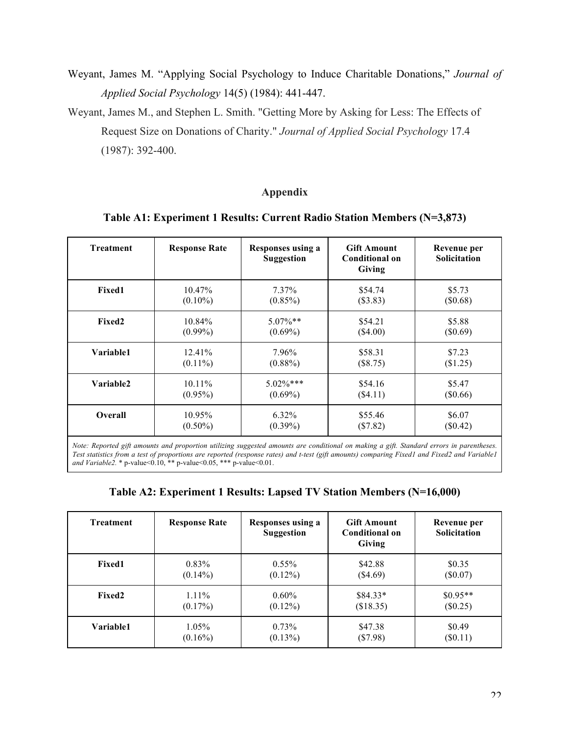Weyant, James M. "Applying Social Psychology to Induce Charitable Donations," *Journal of Applied Social Psychology* 14(5) (1984): 441-447.

Weyant, James M., and Stephen L. Smith. "Getting More by Asking for Less: The Effects of Request Size on Donations of Charity." *Journal of Applied Social Psychology* 17.4 (1987): 392-400.

## Appendix

**Table A1: Experiment 1 Results: Current Radio Station Members (N=3,873)**

| Treatment | Response Rate | Responses using a Suggestion | Gift Amount Conditional on Giving | Revenue per Solicitation |
|---|---|---|---|---|
| **Fixed1** | 10.47% (0.10%) | 7.37% (0.85%) | $54.74 ($3.83) | $5.73 ($0.68) |
| **Fixed2** | 10.84% (0.99%) | 5.07%** (0.69%) | $54.21 ($4.00) | $5.88 ($0.69) |
| **Variable1** | 12.41% (0.11%) | 7.96% (0.88%) | $58.31 ($8.75) | $7.23 ($1.25) |
| **Variable2** | 10.11% (0.95%) | 5.02%*** (0.69%) | $54.16 ($4.11) | $5.47 ($0.66) |
| **Overall** | 10.95% (0.50%) | 6.32% (0.39%) | $55.46 ($7.82) | $6.07 ($0.42) |

*Note: Reported gift amounts and proportion utilizing suggested amounts are conditional on making a gift. Standard errors in parentheses. Test statistics from a test of proportions are reported (response rates) and t-test (gift amounts) comparing Fixed1 and Fixed2 and Variable1 and Variable2.* * p-value<0.10, ** p-value<0.05, *** p-value<0.01.

**Table A2: Experiment 1 Results: Lapsed TV Station Members (N=16,000)**

| Treatment | Response Rate | Responses using a Suggestion | Gift Amount Conditional on Giving | Revenue per Solicitation |
|---|---|---|---|---|
| **Fixed1** | 0.83% (0.14%) | 0.55% (0.12%) | $42.88 ($4.69) | $0.35 ($0.07) |
| **Fixed2** | 1.11% (0.17%) | 0.60% (0.12%) | $84.33* ($18.35) | $0.95** ($0.25) |
| **Variable1** | 1.05% (0.16%) | 0.73% (0.13%) | $47.38 ($7.98) | $0.49 ($0.11) |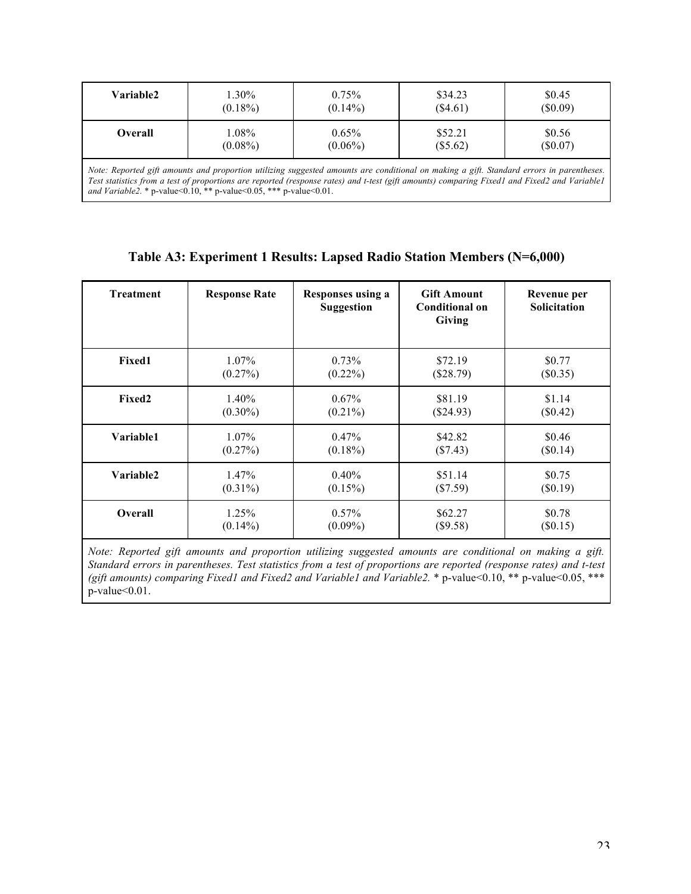| | | | | |
|---|---|---|---|---|
| **Variable2** | 1.30%<br>(0.18%) | 0.75%<br>(0.14%) | $34.23<br>($4.61) | $0.45<br>($0.09) |
| **Overall** | 1.08%<br>(0.08%) | 0.65%<br>(0.06%) | $52.21<br>($5.62) | $0.56<br>($0.07) |

*Note: Reported gift amounts and proportion utilizing suggested amounts are conditional on making a gift. Standard errors in parentheses. Test statistics from a test of proportions are reported (response rates) and t-test (gift amounts) comparing Fixed1 and Fixed2 and Variable1 and Variable2.* * p-value<0.10, ** p-value<0.05, *** p-value<0.01.

## Table A3: Experiment 1 Results: Lapsed Radio Station Members (N=6,000)

| Treatment | Response Rate | Responses using a Suggestion | Gift Amount Conditional on Giving | Revenue per Solicitation |
|---|---|---|---|---|
| **Fixed1** | 1.07%<br>(0.27%) | 0.73%<br>(0.22%) | $72.19<br>($28.79) | $0.77<br>($0.35) |
| **Fixed2** | 1.40%<br>(0.30%) | 0.67%<br>(0.21%) | $81.19<br>($24.93) | $1.14<br>($0.42) |
| **Variable1** | 1.07%<br>(0.27%) | 0.47%<br>(0.18%) | $42.82<br>($7.43) | $0.46<br>($0.14) |
| **Variable2** | 1.47%<br>(0.31%) | 0.40%<br>(0.15%) | $51.14<br>($7.59) | $0.75<br>($0.19) |
| **Overall** | 1.25%<br>(0.14%) | 0.57%<br>(0.09%) | $62.27<br>($9.58) | $0.78<br>($0.15) |

*Note: Reported gift amounts and proportion utilizing suggested amounts are conditional on making a gift. Standard errors in parentheses. Test statistics from a test of proportions are reported (response rates) and t-test (gift amounts) comparing Fixed1 and Fixed2 and Variable1 and Variable2.* * p-value<0.10, ** p-value<0.05, *** p-value<0.01.